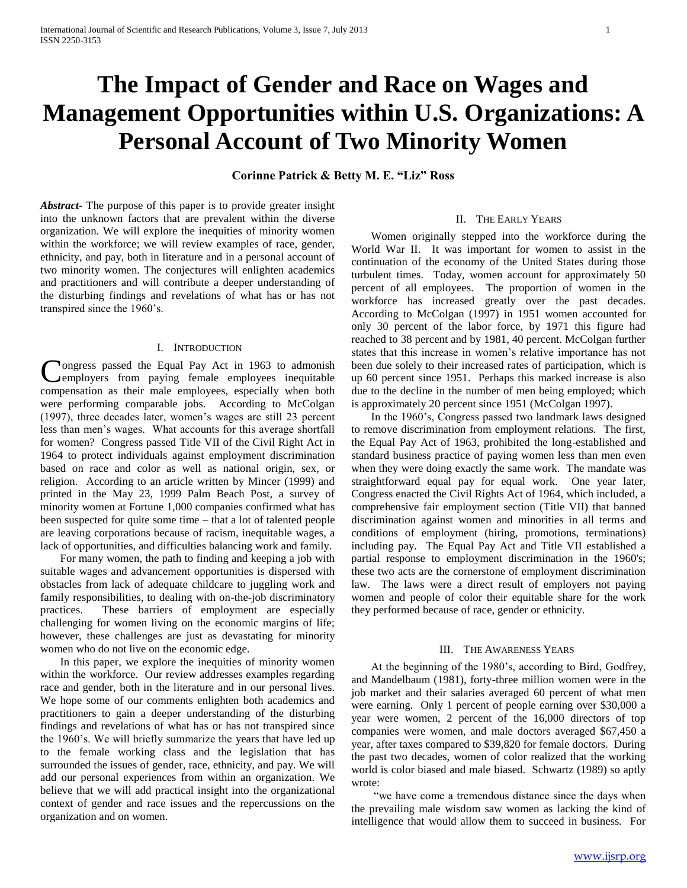# The Impact of Gender and Race on Wages and Management Opportunities within U.S. Organizations: A Personal Account of Two Minority Women

**Corinne Patrick & Betty M. E. "Liz" Ross**

***Abstract*-** The purpose of this paper is to provide greater insight into the unknown factors that are prevalent within the diverse organization. We will explore the inequities of minority women within the workforce; we will review examples of race, gender, ethnicity, and pay, both in literature and in a personal account of two minority women. The conjectures will enlighten academics and practitioners and will contribute a deeper understanding of the disturbing findings and revelations of what has or has not transpired since the 1960's.

## I. Introduction

Congress passed the Equal Pay Act in 1963 to admonish employers from paying female employees inequitable compensation as their male employees, especially when both were performing comparable jobs. According to McColgan (1997), three decades later, women's wages are still 23 percent less than men's wages. What accounts for this average shortfall for women? Congress passed Title VII of the Civil Right Act in 1964 to protect individuals against employment discrimination based on race and color as well as national origin, sex, or religion. According to an article written by Mincer (1999) and printed in the May 23, 1999 Palm Beach Post, a survey of minority women at Fortune 1,000 companies confirmed what has been suspected for quite some time – that a lot of talented people are leaving corporations because of racism, inequitable wages, a lack of opportunities, and difficulties balancing work and family.

For many women, the path to finding and keeping a job with suitable wages and advancement opportunities is dispersed with obstacles from lack of adequate childcare to juggling work and family responsibilities, to dealing with on-the-job discriminatory practices. These barriers of employment are especially challenging for women living on the economic margins of life; however, these challenges are just as devastating for minority women who do not live on the economic edge.

In this paper, we explore the inequities of minority women within the workforce. Our review addresses examples regarding race and gender, both in the literature and in our personal lives. We hope some of our comments enlighten both academics and practitioners to gain a deeper understanding of the disturbing findings and revelations of what has or has not transpired since the 1960's. We will briefly summarize the years that have led up to the female working class and the legislation that has surrounded the issues of gender, race, ethnicity, and pay. We will add our personal experiences from within an organization. We believe that we will add practical insight into the organizational context of gender and race issues and the repercussions on the organization and on women.

## II. The Early Years

Women originally stepped into the workforce during the World War II. It was important for women to assist in the continuation of the economy of the United States during those turbulent times. Today, women account for approximately 50 percent of all employees. The proportion of women in the workforce has increased greatly over the past decades. According to McColgan (1997) in 1951 women accounted for only 30 percent of the labor force, by 1971 this figure had reached to 38 percent and by 1981, 40 percent. McColgan further states that this increase in women's relative importance has not been due solely to their increased rates of participation, which is up 60 percent since 1951. Perhaps this marked increase is also due to the decline in the number of men being employed; which is approximately 20 percent since 1951 (McColgan 1997).

In the 1960's, Congress passed two landmark laws designed to remove discrimination from employment relations. The first, the Equal Pay Act of 1963, prohibited the long-established and standard business practice of paying women less than men even when they were doing exactly the same work. The mandate was straightforward equal pay for equal work. One year later, Congress enacted the Civil Rights Act of 1964, which included, a comprehensive fair employment section (Title VII) that banned discrimination against women and minorities in all terms and conditions of employment (hiring, promotions, terminations) including pay. The Equal Pay Act and Title VII established a partial response to employment discrimination in the 1960's; these two acts are the cornerstone of employment discrimination law. The laws were a direct result of employers not paying women and people of color their equitable share for the work they performed because of race, gender or ethnicity.

## III. The Awareness Years

At the beginning of the 1980's, according to Bird, Godfrey, and Mandelbaum (1981), forty-three million women were in the job market and their salaries averaged 60 percent of what men were earning. Only 1 percent of people earning over $30,000 a year were women, 2 percent of the 16,000 directors of top companies were women, and male doctors averaged $67,450 a year, after taxes compared to $39,820 for female doctors. During the past two decades, women of color realized that the working world is color biased and male biased. Schwartz (1989) so aptly wrote:

"we have come a tremendous distance since the days when the prevailing male wisdom saw women as lacking the kind of intelligence that would allow them to succeed in business. For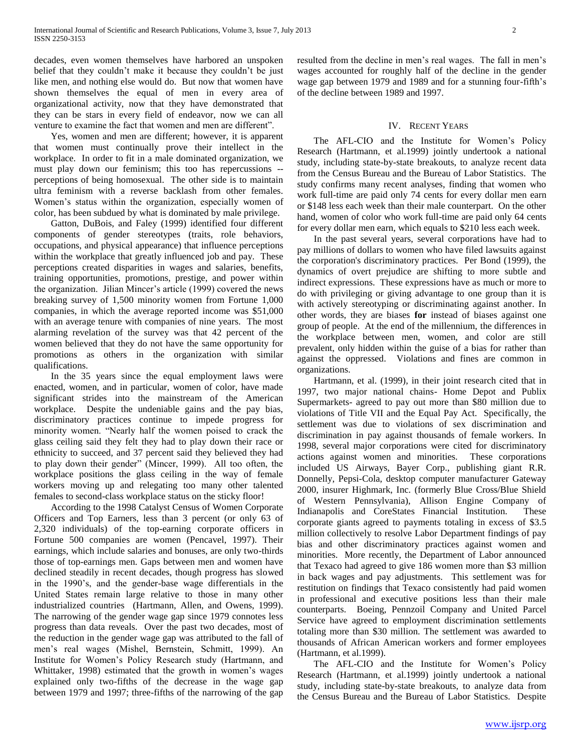decades, even women themselves have harbored an unspoken belief that they couldn't make it because they couldn't be just like men, and nothing else would do. But now that women have shown themselves the equal of men in every area of organizational activity, now that they have demonstrated that they can be stars in every field of endeavor, now we can all venture to examine the fact that women and men are different".

Yes, women and men are different; however, it is apparent that women must continually prove their intellect in the workplace. In order to fit in a male dominated organization, we must play down our feminism; this too has repercussions -- perceptions of being homosexual. The other side is to maintain ultra feminism with a reverse backlash from other females. Women's status within the organization, especially women of color, has been subdued by what is dominated by male privilege.

Gatton, DuBois, and Faley (1999) identified four different components of gender stereotypes (traits, role behaviors, occupations, and physical appearance) that influence perceptions within the workplace that greatly influenced job and pay. These perceptions created disparities in wages and salaries, benefits, training opportunities, promotions, prestige, and power within the organization. Jilian Mincer's article (1999) covered the news breaking survey of 1,500 minority women from Fortune 1,000 companies, in which the average reported income was $51,000 with an average tenure with companies of nine years. The most alarming revelation of the survey was that 42 percent of the women believed that they do not have the same opportunity for promotions as others in the organization with similar qualifications.

In the 35 years since the equal employment laws were enacted, women, and in particular, women of color, have made significant strides into the mainstream of the American workplace. Despite the undeniable gains and the pay bias, discriminatory practices continue to impede progress for minority women. "Nearly half the women poised to crack the glass ceiling said they felt they had to play down their race or ethnicity to succeed, and 37 percent said they believed they had to play down their gender" (Mincer, 1999). All too often, the workplace positions the glass ceiling in the way of female workers moving up and relegating too many other talented females to second-class workplace status on the sticky floor!

According to the 1998 Catalyst Census of Women Corporate Officers and Top Earners, less than 3 percent (or only 63 of 2,320 individuals) of the top-earning corporate officers in Fortune 500 companies are women (Pencavel, 1997). Their earnings, which include salaries and bonuses, are only two-thirds those of top-earnings men. Gaps between men and women have declined steadily in recent decades, though progress has slowed in the 1990's, and the gender-base wage differentials in the United States remain large relative to those in many other industrialized countries (Hartmann, Allen, and Owens, 1999). The narrowing of the gender wage gap since 1979 connotes less progress than data reveals. Over the past two decades, most of the reduction in the gender wage gap was attributed to the fall of men's real wages (Mishel, Bernstein, Schmitt, 1999). An Institute for Women's Policy Research study (Hartmann, and Whittaker, 1998) estimated that the growth in women's wages explained only two-fifths of the decrease in the wage gap between 1979 and 1997; three-fifths of the narrowing of the gap resulted from the decline in men's real wages. The fall in men's wages accounted for roughly half of the decline in the gender wage gap between 1979 and 1989 and for a stunning four-fifth's of the decline between 1989 and 1997.

## IV. Recent Years

The AFL-CIO and the Institute for Women's Policy Research (Hartmann, et al.1999) jointly undertook a national study, including state-by-state breakouts, to analyze recent data from the Census Bureau and the Bureau of Labor Statistics. The study confirms many recent analyses, finding that women who work full-time are paid only 74 cents for every dollar men earn or $148 less each week than their male counterpart. On the other hand, women of color who work full-time are paid only 64 cents for every dollar men earn, which equals to $210 less each week.

In the past several years, several corporations have had to pay millions of dollars to women who have filed lawsuits against the corporation's discriminatory practices. Per Bond (1999), the dynamics of overt prejudice are shifting to more subtle and indirect expressions. These expressions have as much or more to do with privileging or giving advantage to one group than it is with actively stereotyping or discriminating against another. In other words, they are biases **for** instead of biases against one group of people. At the end of the millennium, the differences in the workplace between men, women, and color are still prevalent, only hidden within the guise of a bias for rather than against the oppressed. Violations and fines are common in organizations.

Hartmann, et al. (1999), in their joint research cited that in 1997, two major national chains- Home Depot and Publix Supermarkets- agreed to pay out more than $80 million due to violations of Title VII and the Equal Pay Act. Specifically, the settlement was due to violations of sex discrimination and discrimination in pay against thousands of female workers. In 1998, several major corporations were cited for discriminatory actions against women and minorities. These corporations included US Airways, Bayer Corp., publishing giant R.R. Donnelly, Pepsi-Cola, desktop computer manufacturer Gateway 2000, insurer Highmark, Inc. (formerly Blue Cross/Blue Shield of Western Pennsylvania), Allison Engine Company of Indianapolis and CoreStates Financial Institution. These corporate giants agreed to payments totaling in excess of $3.5 million collectively to resolve Labor Department findings of pay bias and other discriminatory practices against women and minorities. More recently, the Department of Labor announced that Texaco had agreed to give 186 women more than $3 million in back wages and pay adjustments. This settlement was for restitution on findings that Texaco consistently had paid women in professional and executive positions less than their male counterparts. Boeing, Pennzoil Company and United Parcel Service have agreed to employment discrimination settlements totaling more than $30 million. The settlement was awarded to thousands of African American workers and former employees (Hartmann, et al.1999).

The AFL-CIO and the Institute for Women's Policy Research (Hartmann, et al.1999) jointly undertook a national study, including state-by-state breakouts, to analyze data from the Census Bureau and the Bureau of Labor Statistics. Despite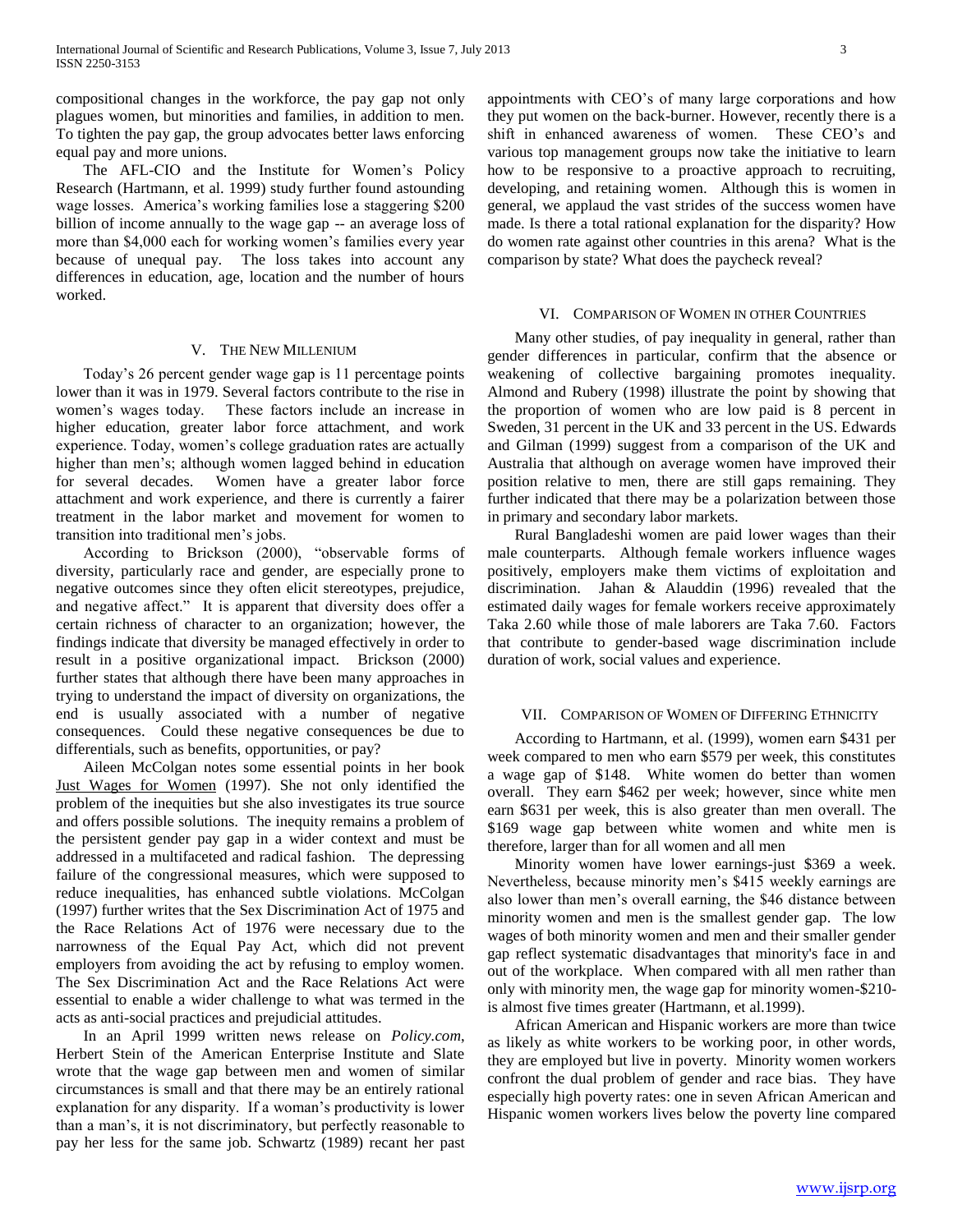compositional changes in the workforce, the pay gap not only plagues women, but minorities and families, in addition to men. To tighten the pay gap, the group advocates better laws enforcing equal pay and more unions.

The AFL-CIO and the Institute for Women's Policy Research (Hartmann, et al. 1999) study further found astounding wage losses. America's working families lose a staggering $200 billion of income annually to the wage gap -- an average loss of more than $4,000 each for working women's families every year because of unequal pay. The loss takes into account any differences in education, age, location and the number of hours worked.

## V. The New Millenium

Today's 26 percent gender wage gap is 11 percentage points lower than it was in 1979. Several factors contribute to the rise in women's wages today. These factors include an increase in higher education, greater labor force attachment, and work experience. Today, women's college graduation rates are actually higher than men's; although women lagged behind in education for several decades. Women have a greater labor force attachment and work experience, and there is currently a fairer treatment in the labor market and movement for women to transition into traditional men's jobs.

According to Brickson (2000), "observable forms of diversity, particularly race and gender, are especially prone to negative outcomes since they often elicit stereotypes, prejudice, and negative affect." It is apparent that diversity does offer a certain richness of character to an organization; however, the findings indicate that diversity be managed effectively in order to result in a positive organizational impact. Brickson (2000) further states that although there have been many approaches in trying to understand the impact of diversity on organizations, the end is usually associated with a number of negative consequences. Could these negative consequences be due to differentials, such as benefits, opportunities, or pay?

Aileen McColgan notes some essential points in her book Just Wages for Women (1997). She not only identified the problem of the inequities but she also investigates its true source and offers possible solutions. The inequity remains a problem of the persistent gender pay gap in a wider context and must be addressed in a multifaceted and radical fashion. The depressing failure of the congressional measures, which were supposed to reduce inequalities, has enhanced subtle violations. McColgan (1997) further writes that the Sex Discrimination Act of 1975 and the Race Relations Act of 1976 were necessary due to the narrowness of the Equal Pay Act, which did not prevent employers from avoiding the act by refusing to employ women. The Sex Discrimination Act and the Race Relations Act were essential to enable a wider challenge to what was termed in the acts as anti-social practices and prejudicial attitudes.

In an April 1999 written news release on *Policy.com*, Herbert Stein of the American Enterprise Institute and Slate wrote that the wage gap between men and women of similar circumstances is small and that there may be an entirely rational explanation for any disparity. If a woman's productivity is lower than a man's, it is not discriminatory, but perfectly reasonable to pay her less for the same job. Schwartz (1989) recant her past appointments with CEO's of many large corporations and how they put women on the back-burner. However, recently there is a shift in enhanced awareness of women. These CEO's and various top management groups now take the initiative to learn how to be responsive to a proactive approach to recruiting, developing, and retaining women. Although this is women in general, we applaud the vast strides of the success women have made. Is there a total rational explanation for the disparity? How do women rate against other countries in this arena? What is the comparison by state? What does the paycheck reveal?

## VI. Comparison of Women in other Countries

Many other studies, of pay inequality in general, rather than gender differences in particular, confirm that the absence or weakening of collective bargaining promotes inequality. Almond and Rubery (1998) illustrate the point by showing that the proportion of women who are low paid is 8 percent in Sweden, 31 percent in the UK and 33 percent in the US. Edwards and Gilman (1999) suggest from a comparison of the UK and Australia that although on average women have improved their position relative to men, there are still gaps remaining. They further indicated that there may be a polarization between those in primary and secondary labor markets.

Rural Bangladeshi women are paid lower wages than their male counterparts. Although female workers influence wages positively, employers make them victims of exploitation and discrimination. Jahan & Alauddin (1996) revealed that the estimated daily wages for female workers receive approximately Taka 2.60 while those of male laborers are Taka 7.60. Factors that contribute to gender-based wage discrimination include duration of work, social values and experience.

## VII. Comparison of Women of Differing Ethnicity

According to Hartmann, et al. (1999), women earn $431 per week compared to men who earn $579 per week, this constitutes a wage gap of $148. White women do better than women overall. They earn $462 per week; however, since white men earn $631 per week, this is also greater than men overall. The $169 wage gap between white women and white men is therefore, larger than for all women and all men

Minority women have lower earnings-just $369 a week. Nevertheless, because minority men's $415 weekly earnings are also lower than men's overall earning, the $46 distance between minority women and men is the smallest gender gap. The low wages of both minority women and men and their smaller gender gap reflect systematic disadvantages that minority's face in and out of the workplace. When compared with all men rather than only with minority men, the wage gap for minority women-$210- is almost five times greater (Hartmann, et al.1999).

African American and Hispanic workers are more than twice as likely as white workers to be working poor, in other words, they are employed but live in poverty. Minority women workers confront the dual problem of gender and race bias. They have especially high poverty rates: one in seven African American and Hispanic women workers lives below the poverty line compared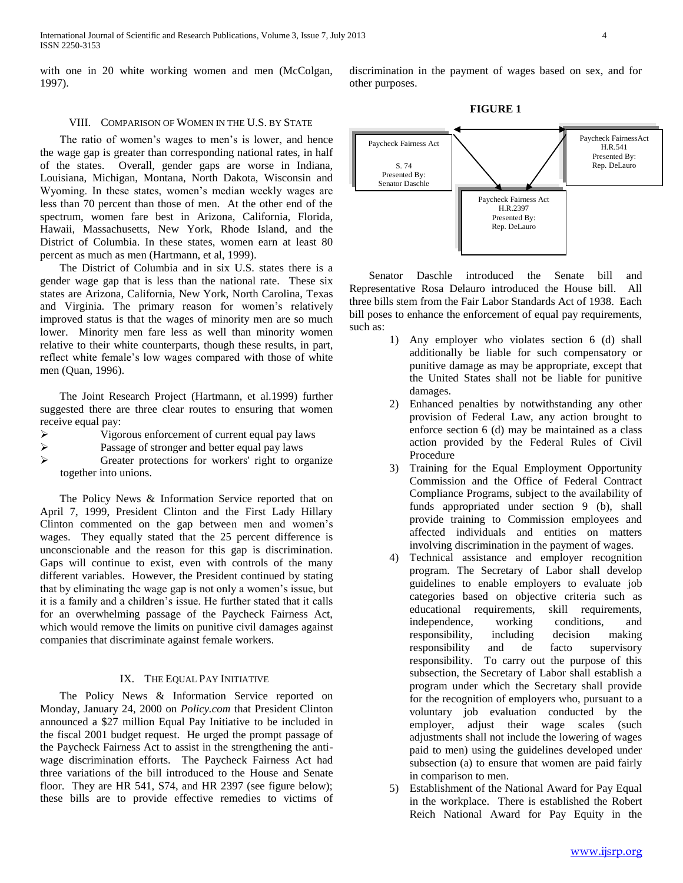with one in 20 white working women and men (McColgan, 1997).

## VIII. Comparison of Women in the U.S. by State

The ratio of women's wages to men's is lower, and hence the wage gap is greater than corresponding national rates, in half of the states. Overall, gender gaps are worse in Indiana, Louisiana, Michigan, Montana, North Dakota, Wisconsin and Wyoming. In these states, women's median weekly wages are less than 70 percent than those of men. At the other end of the spectrum, women fare best in Arizona, California, Florida, Hawaii, Massachusetts, New York, Rhode Island, and the District of Columbia. In these states, women earn at least 80 percent as much as men (Hartmann, et al, 1999).

The District of Columbia and in six U.S. states there is a gender wage gap that is less than the national rate. These six states are Arizona, California, New York, North Carolina, Texas and Virginia. The primary reason for women's relatively improved status is that the wages of minority men are so much lower. Minority men fare less as well than minority women relative to their white counterparts, though these results, in part, reflect white female's low wages compared with those of white men (Quan, 1996).

The Joint Research Project (Hartmann, et al.1999) further suggested there are three clear routes to ensuring that women receive equal pay:

- Vigorous enforcement of current equal pay laws
- Passage of stronger and better equal pay laws
- Greater protections for workers' right to organize together into unions.

The Policy News & Information Service reported that on April 7, 1999, President Clinton and the First Lady Hillary Clinton commented on the gap between men and women's wages. They equally stated that the 25 percent difference is unconscionable and the reason for this gap is discrimination. Gaps will continue to exist, even with controls of the many different variables. However, the President continued by stating that by eliminating the wage gap is not only a women's issue, but it is a family and a children's issue. He further stated that it calls for an overwhelming passage of the Paycheck Fairness Act, which would remove the limits on punitive civil damages against companies that discriminate against female workers.

## IX. The Equal Pay Initiative

The Policy News & Information Service reported on Monday, January 24, 2000 on *Policy.com* that President Clinton announced a $27 million Equal Pay Initiative to be included in the fiscal 2001 budget request. He urged the prompt passage of the Paycheck Fairness Act to assist in the strengthening the anti-wage discrimination efforts. The Paycheck Fairness Act had three variations of the bill introduced to the House and Senate floor. They are HR 541, S74, and HR 2397 (see figure below); these bills are to provide effective remedies to victims of discrimination in the payment of wages based on sex, and for other purposes.

**FIGURE 1**

Paycheck Fairness Act S. 74 Presented By: Senator Daschle

Paycheck FairnessAct H.R.541 Presented By: Rep. DeLauro

Paycheck Fairness Act H.R.2397 Presented By: Rep. DeLauro

Senator Daschle introduced the Senate bill and Representative Rosa Delauro introduced the House bill. All three bills stem from the Fair Labor Standards Act of 1938. Each bill poses to enhance the enforcement of equal pay requirements, such as:

1) Any employer who violates section 6 (d) shall additionally be liable for such compensatory or punitive damage as may be appropriate, except that the United States shall not be liable for punitive damages.
2) Enhanced penalties by notwithstanding any other provision of Federal Law, any action brought to enforce section 6 (d) may be maintained as a class action provided by the Federal Rules of Civil Procedure
3) Training for the Equal Employment Opportunity Commission and the Office of Federal Contract Compliance Programs, subject to the availability of funds appropriated under section 9 (b), shall provide training to Commission employees and affected individuals and entities on matters involving discrimination in the payment of wages.
4) Technical assistance and employer recognition program. The Secretary of Labor shall develop guidelines to enable employers to evaluate job categories based on objective criteria such as educational requirements, skill requirements, independence, working conditions, and responsibility, including decision making responsibility and de facto supervisory responsibility. To carry out the purpose of this subsection, the Secretary of Labor shall establish a program under which the Secretary shall provide for the recognition of employers who, pursuant to a voluntary job evaluation conducted by the employer, adjust their wage scales (such adjustments shall not include the lowering of wages paid to men) using the guidelines developed under subsection (a) to ensure that women are paid fairly in comparison to men.
5) Establishment of the National Award for Pay Equal in the workplace. There is established the Robert Reich National Award for Pay Equity in the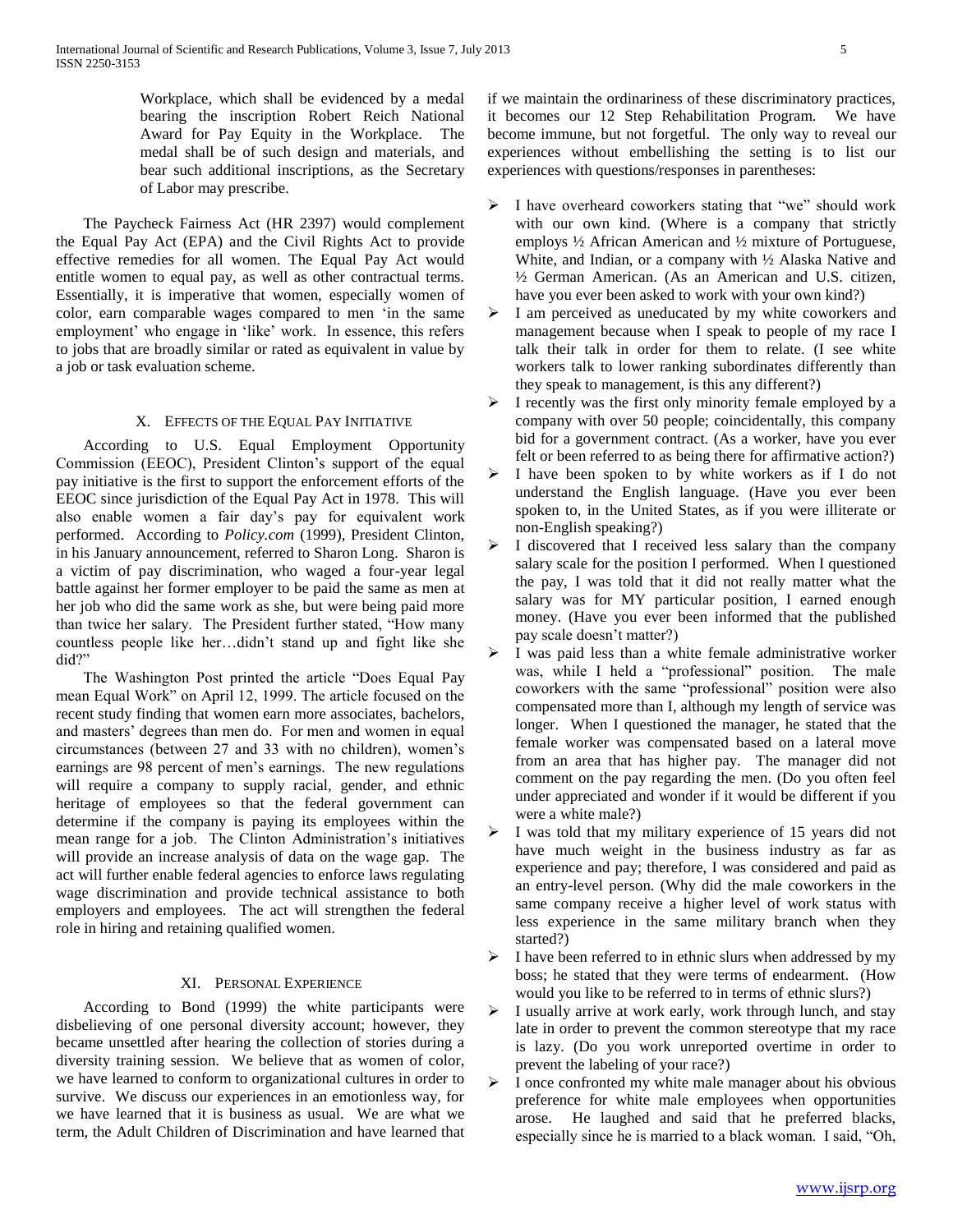Workplace, which shall be evidenced by a medal bearing the inscription Robert Reich National Award for Pay Equity in the Workplace. The medal shall be of such design and materials, and bear such additional inscriptions, as the Secretary of Labor may prescribe.

The Paycheck Fairness Act (HR 2397) would complement the Equal Pay Act (EPA) and the Civil Rights Act to provide effective remedies for all women. The Equal Pay Act would entitle women to equal pay, as well as other contractual terms. Essentially, it is imperative that women, especially women of color, earn comparable wages compared to men 'in the same employment' who engage in 'like' work. In essence, this refers to jobs that are broadly similar or rated as equivalent in value by a job or task evaluation scheme.

## X. Effects of the Equal Pay Initiative

According to U.S. Equal Employment Opportunity Commission (EEOC), President Clinton's support of the equal pay initiative is the first to support the enforcement efforts of the EEOC since jurisdiction of the Equal Pay Act in 1978. This will also enable women a fair day's pay for equivalent work performed. According to *Policy.com* (1999), President Clinton, in his January announcement, referred to Sharon Long. Sharon is a victim of pay discrimination, who waged a four-year legal battle against her former employer to be paid the same as men at her job who did the same work as she, but were being paid more than twice her salary. The President further stated, "How many countless people like her…didn't stand up and fight like she did?"

The Washington Post printed the article "Does Equal Pay mean Equal Work" on April 12, 1999. The article focused on the recent study finding that women earn more associates, bachelors, and masters' degrees than men do. For men and women in equal circumstances (between 27 and 33 with no children), women's earnings are 98 percent of men's earnings. The new regulations will require a company to supply racial, gender, and ethnic heritage of employees so that the federal government can determine if the company is paying its employees within the mean range for a job. The Clinton Administration's initiatives will provide an increase analysis of data on the wage gap. The act will further enable federal agencies to enforce laws regulating wage discrimination and provide technical assistance to both employers and employees. The act will strengthen the federal role in hiring and retaining qualified women.

## XI. Personal Experience

According to Bond (1999) the white participants were disbelieving of one personal diversity account; however, they became unsettled after hearing the collection of stories during a diversity training session. We believe that as women of color, we have learned to conform to organizational cultures in order to survive. We discuss our experiences in an emotionless way, for we have learned that it is business as usual. We are what we term, the Adult Children of Discrimination and have learned that if we maintain the ordinariness of these discriminatory practices, it becomes our 12 Step Rehabilitation Program. We have become immune, but not forgetful. The only way to reveal our experiences without embellishing the setting is to list our experiences with questions/responses in parentheses:

- I have overheard coworkers stating that "we" should work with our own kind. (Where is a company that strictly employs ½ African American and ½ mixture of Portuguese, White, and Indian, or a company with ½ Alaska Native and ½ German American. (As an American and U.S. citizen, have you ever been asked to work with your own kind?)
- I am perceived as uneducated by my white coworkers and management because when I speak to people of my race I talk their talk in order for them to relate. (I see white workers talk to lower ranking subordinates differently than they speak to management, is this any different?)
- I recently was the first only minority female employed by a company with over 50 people; coincidentally, this company bid for a government contract. (As a worker, have you ever felt or been referred to as being there for affirmative action?)
- I have been spoken to by white workers as if I do not understand the English language. (Have you ever been spoken to, in the United States, as if you were illiterate or non-English speaking?)
- I discovered that I received less salary than the company salary scale for the position I performed. When I questioned the pay, I was told that it did not really matter what the salary was for MY particular position, I earned enough money. (Have you ever been informed that the published pay scale doesn't matter?)
- I was paid less than a white female administrative worker was, while I held a "professional" position. The male coworkers with the same "professional" position were also compensated more than I, although my length of service was longer. When I questioned the manager, he stated that the female worker was compensated based on a lateral move from an area that has higher pay. The manager did not comment on the pay regarding the men. (Do you often feel under appreciated and wonder if it would be different if you were a white male?)
- I was told that my military experience of 15 years did not have much weight in the business industry as far as experience and pay; therefore, I was considered and paid as an entry-level person. (Why did the male coworkers in the same company receive a higher level of work status with less experience in the same military branch when they started?)
- I have been referred to in ethnic slurs when addressed by my boss; he stated that they were terms of endearment. (How would you like to be referred to in terms of ethnic slurs?)
- I usually arrive at work early, work through lunch, and stay late in order to prevent the common stereotype that my race is lazy. (Do you work unreported overtime in order to prevent the labeling of your race?)
- I once confronted my white male manager about his obvious preference for white male employees when opportunities arose. He laughed and said that he preferred blacks, especially since he is married to a black woman. I said, "Oh,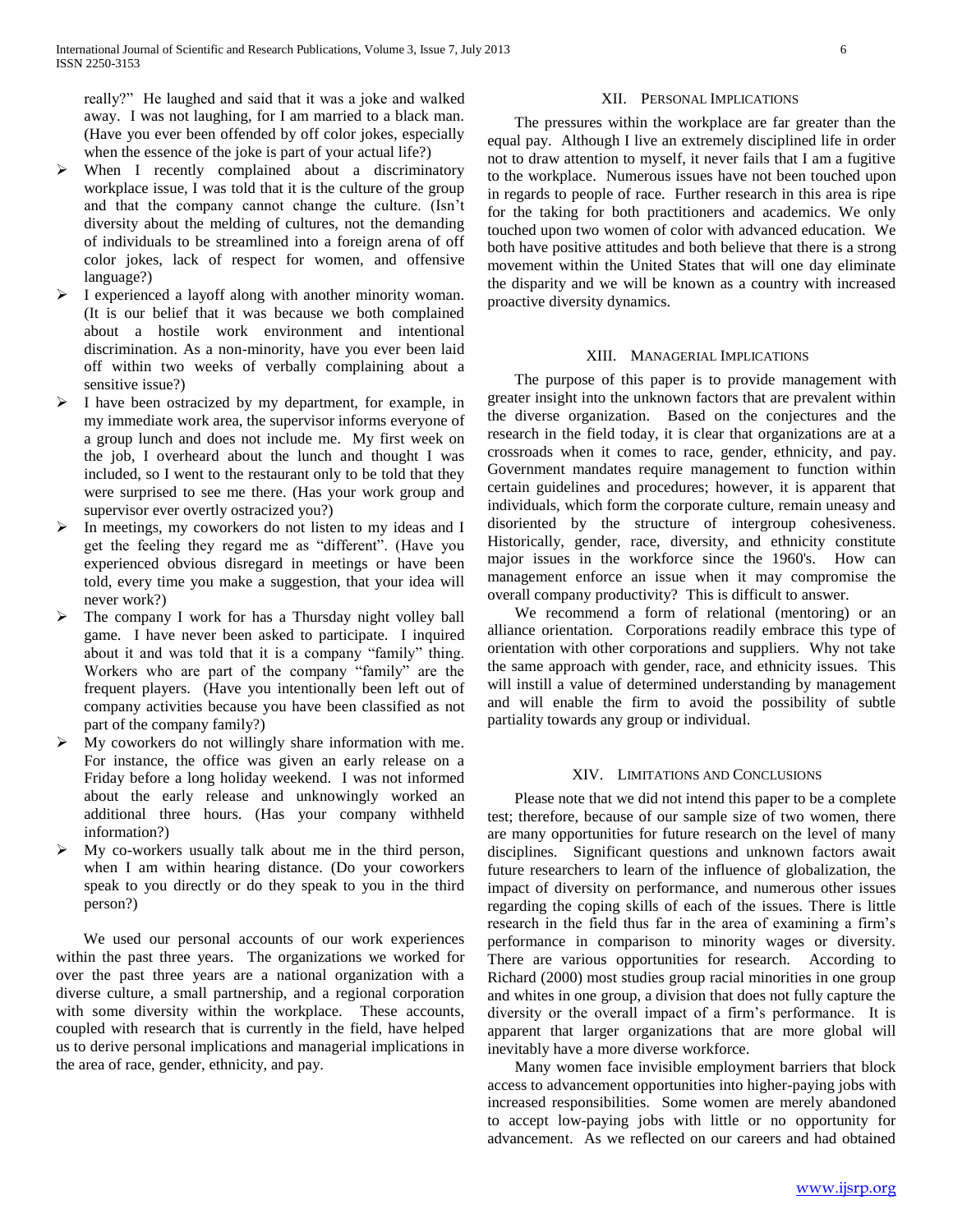really?" He laughed and said that it was a joke and walked away. I was not laughing, for I am married to a black man. (Have you ever been offended by off color jokes, especially when the essence of the joke is part of your actual life?)

- When I recently complained about a discriminatory workplace issue, I was told that it is the culture of the group and that the company cannot change the culture. (Isn't diversity about the melding of cultures, not the demanding of individuals to be streamlined into a foreign arena of off color jokes, lack of respect for women, and offensive language?)
- I experienced a layoff along with another minority woman. (It is our belief that it was because we both complained about a hostile work environment and intentional discrimination. As a non-minority, have you ever been laid off within two weeks of verbally complaining about a sensitive issue?)
- I have been ostracized by my department, for example, in my immediate work area, the supervisor informs everyone of a group lunch and does not include me. My first week on the job, I overheard about the lunch and thought I was included, so I went to the restaurant only to be told that they were surprised to see me there. (Has your work group and supervisor ever overtly ostracized you?)
- In meetings, my coworkers do not listen to my ideas and I get the feeling they regard me as "different". (Have you experienced obvious disregard in meetings or have been told, every time you make a suggestion, that your idea will never work?)
- The company I work for has a Thursday night volley ball game. I have never been asked to participate. I inquired about it and was told that it is a company "family" thing. Workers who are part of the company "family" are the frequent players. (Have you intentionally been left out of company activities because you have been classified as not part of the company family?)
- My coworkers do not willingly share information with me. For instance, the office was given an early release on a Friday before a long holiday weekend. I was not informed about the early release and unknowingly worked an additional three hours. (Has your company withheld information?)
- My co-workers usually talk about me in the third person, when I am within hearing distance. (Do your coworkers speak to you directly or do they speak to you in the third person?)

We used our personal accounts of our work experiences within the past three years. The organizations we worked for over the past three years are a national organization with a diverse culture, a small partnership, and a regional corporation with some diversity within the workplace. These accounts, coupled with research that is currently in the field, have helped us to derive personal implications and managerial implications in the area of race, gender, ethnicity, and pay.

## XII. Personal Implications

The pressures within the workplace are far greater than the equal pay. Although I live an extremely disciplined life in order not to draw attention to myself, it never fails that I am a fugitive to the workplace. Numerous issues have not been touched upon in regards to people of race. Further research in this area is ripe for the taking for both practitioners and academics. We only touched upon two women of color with advanced education. We both have positive attitudes and both believe that there is a strong movement within the United States that will one day eliminate the disparity and we will be known as a country with increased proactive diversity dynamics.

## XIII. Managerial Implications

The purpose of this paper is to provide management with greater insight into the unknown factors that are prevalent within the diverse organization. Based on the conjectures and the research in the field today, it is clear that organizations are at a crossroads when it comes to race, gender, ethnicity, and pay. Government mandates require management to function within certain guidelines and procedures; however, it is apparent that individuals, which form the corporate culture, remain uneasy and disoriented by the structure of intergroup cohesiveness. Historically, gender, race, diversity, and ethnicity constitute major issues in the workforce since the 1960's. How can management enforce an issue when it may compromise the overall company productivity? This is difficult to answer.

We recommend a form of relational (mentoring) or an alliance orientation. Corporations readily embrace this type of orientation with other corporations and suppliers. Why not take the same approach with gender, race, and ethnicity issues. This will instill a value of determined understanding by management and will enable the firm to avoid the possibility of subtle partiality towards any group or individual.

## XIV. Limitations and Conclusions

Please note that we did not intend this paper to be a complete test; therefore, because of our sample size of two women, there are many opportunities for future research on the level of many disciplines. Significant questions and unknown factors await future researchers to learn of the influence of globalization, the impact of diversity on performance, and numerous other issues regarding the coping skills of each of the issues. There is little research in the field thus far in the area of examining a firm's performance in comparison to minority wages or diversity. There are various opportunities for research. According to Richard (2000) most studies group racial minorities in one group and whites in one group, a division that does not fully capture the diversity or the overall impact of a firm's performance. It is apparent that larger organizations that are more global will inevitably have a more diverse workforce.

Many women face invisible employment barriers that block access to advancement opportunities into higher-paying jobs with increased responsibilities. Some women are merely abandoned to accept low-paying jobs with little or no opportunity for advancement. As we reflected on our careers and had obtained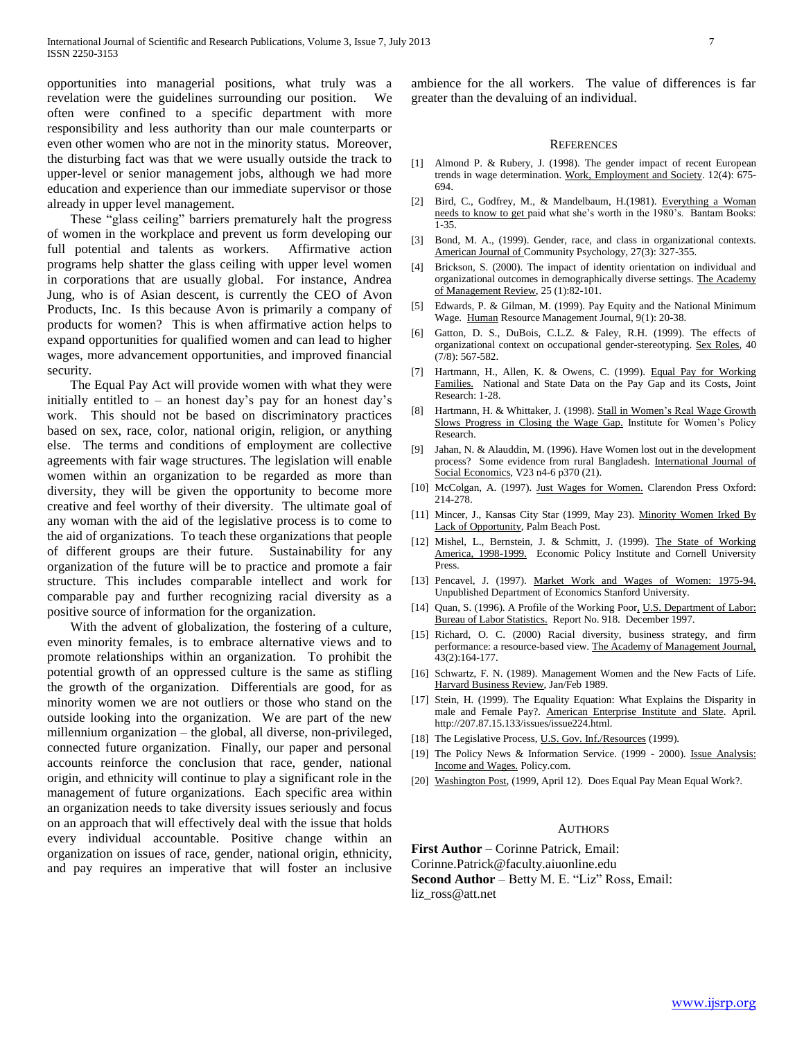opportunities into managerial positions, what truly was a revelation were the guidelines surrounding our position. We often were confined to a specific department with more responsibility and less authority than our male counterparts or even other women who are not in the minority status. Moreover, the disturbing fact was that we were usually outside the track to upper-level or senior management jobs, although we had more education and experience than our immediate supervisor or those already in upper level management.

These "glass ceiling" barriers prematurely halt the progress of women in the workplace and prevent us form developing our full potential and talents as workers. Affirmative action programs help shatter the glass ceiling with upper level women in corporations that are usually global. For instance, Andrea Jung, who is of Asian descent, is currently the CEO of Avon Products, Inc. Is this because Avon is primarily a company of products for women? This is when affirmative action helps to expand opportunities for qualified women and can lead to higher wages, more advancement opportunities, and improved financial security.

The Equal Pay Act will provide women with what they were initially entitled to – an honest day's pay for an honest day's work. This should not be based on discriminatory practices based on sex, race, color, national origin, religion, or anything else. The terms and conditions of employment are collective agreements with fair wage structures. The legislation will enable women within an organization to be regarded as more than diversity, they will be given the opportunity to become more creative and feel worthy of their diversity. The ultimate goal of any woman with the aid of the legislative process is to come to the aid of organizations. To teach these organizations that people of different groups are their future. Sustainability for any organization of the future will be to practice and promote a fair structure. This includes comparable intellect and work for comparable pay and further recognizing racial diversity as a positive source of information for the organization.

With the advent of globalization, the fostering of a culture, even minority females, is to embrace alternative views and to promote relationships within an organization. To prohibit the potential growth of an oppressed culture is the same as stifling the growth of the organization. Differentials are good, for as minority women we are not outliers or those who stand on the outside looking into the organization. We are part of the new millennium organization – the global, all diverse, non-privileged, connected future organization. Finally, our paper and personal accounts reinforce the conclusion that race, gender, national origin, and ethnicity will continue to play a significant role in the management of future organizations. Each specific area within an organization needs to take diversity issues seriously and focus on an approach that will effectively deal with the issue that holds every individual accountable. Positive change within an organization on issues of race, gender, national origin, ethnicity, and pay requires an imperative that will foster an inclusive ambience for the all workers. The value of differences is far greater than the devaluing of an individual.

## References

[1] Almond P. & Rubery, J. (1998). The gender impact of recent European trends in wage determination. Work, Employment and Society. 12(4): 675-694.

[2] Bird, C., Godfrey, M., & Mandelbaum, H.(1981). Everything a Woman needs to know to get paid what she's worth in the 1980's. Bantam Books: 1-35.

[3] Bond, M. A., (1999). Gender, race, and class in organizational contexts. American Journal of Community Psychology, 27(3): 327-355.

[4] Brickson, S. (2000). The impact of identity orientation on individual and organizational outcomes in demographically diverse settings. The Academy of Management Review, 25 (1):82-101.

[5] Edwards, P. & Gilman, M. (1999). Pay Equity and the National Minimum Wage. Human Resource Management Journal, 9(1): 20-38.

[6] Gatton, D. S., DuBois, C.L.Z. & Faley, R.H. (1999). The effects of organizational context on occupational gender-stereotyping. Sex Roles, 40 (7/8): 567-582.

[7] Hartmann, H., Allen, K. & Owens, C. (1999). Equal Pay for Working Families. National and State Data on the Pay Gap and its Costs, Joint Research: 1-28.

[8] Hartmann, H. & Whittaker, J. (1998). Stall in Women's Real Wage Growth Slows Progress in Closing the Wage Gap. Institute for Women's Policy Research.

[9] Jahan, N. & Alauddin, M. (1996). Have Women lost out in the development process? Some evidence from rural Bangladesh. International Journal of Social Economics, V23 n4-6 p370 (21).

[10] McColgan, A. (1997). Just Wages for Women. Clarendon Press Oxford: 214-278.

[11] Mincer, J., Kansas City Star (1999, May 23). Minority Women Irked By Lack of Opportunity, Palm Beach Post.

[12] Mishel, L., Bernstein, J. & Schmitt, J. (1999). The State of Working America, 1998-1999. Economic Policy Institute and Cornell University Press.

[13] Pencavel, J. (1997). Market Work and Wages of Women: 1975-94. Unpublished Department of Economics Stanford University.

[14] Quan, S. (1996). A Profile of the Working Poor, U.S. Department of Labor: Bureau of Labor Statistics. Report No. 918. December 1997.

[15] Richard, O. C. (2000) Racial diversity, business strategy, and firm performance: a resource-based view. The Academy of Management Journal, 43(2):164-177.

[16] Schwartz, F. N. (1989). Management Women and the New Facts of Life. Harvard Business Review, Jan/Feb 1989.

[17] Stein, H. (1999). The Equality Equation: What Explains the Disparity in male and Female Pay?. American Enterprise Institute and Slate. April. http://207.87.15.133/issues/issue224.html.

[18] The Legislative Process, U.S. Gov. Inf./Resources (1999).

[19] The Policy News & Information Service. (1999 - 2000). Issue Analysis: Income and Wages. Policy.com.

[20] Washington Post, (1999, April 12). Does Equal Pay Mean Equal Work?.

## Authors

**First Author** – Corinne Patrick, Email: Corinne.Patrick@faculty.aiuonline.edu

**Second Author** – Betty M. E. "Liz" Ross, Email: liz_ross@att.net